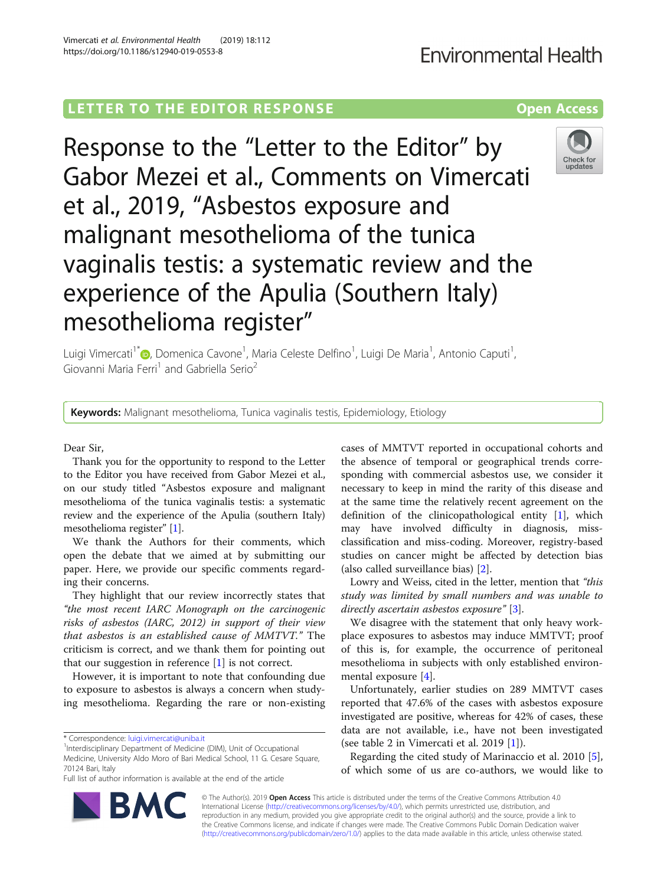LETTER TO THE EDITOR RESPONSE

Open Access

# Response to the “Letter to the Editor” by Gabor Mezei et al., Comments on Vimercati et al., 2019, “Asbestos exposure and malignant mesothelioma of the tunica vaginalis testis: a systematic review and the experience of the Apulia (Southern Italy) mesothelioma register”

Luigi Vimercati[1*], Domenica Cavone[1], Maria Celeste Delfino[1], Luigi De Maria[1], Antonio Caputi[1], Giovanni Maria Ferri[1] and Gabriella Serio[2]

**Keywords:** Malignant mesothelioma, Tunica vaginalis testis, Epidemiology, Etiology

Dear Sir,

Thank you for the opportunity to respond to the Letter to the Editor you have received from Gabor Mezei et al., on our study titled “Asbestos exposure and malignant mesothelioma of the tunica vaginalis testis: a systematic review and the experience of the Apulia (southern Italy) mesothelioma register” [1].

We thank the Authors for their comments, which open the debate that we aimed at by submitting our paper. Here, we provide our specific comments regarding their concerns.

They highlight that our review incorrectly states that *“the most recent IARC Monograph on the carcinogenic risks of asbestos (IARC, 2012) in support of their view that asbestos is an established cause of MMTVT.”* The criticism is correct, and we thank them for pointing out that our suggestion in reference [1] is not correct.

However, it is important to note that confounding due to exposure to asbestos is always a concern when studying mesothelioma. Regarding the rare or non-existing cases of MMTVT reported in occupational cohorts and the absence of temporal or geographical trends corresponding with commercial asbestos use, we consider it necessary to keep in mind the rarity of this disease and at the same time the relatively recent agreement on the definition of the clinicopathological entity [1], which may have involved difficulty in diagnosis, miss-classification and miss-coding. Moreover, registry-based studies on cancer might be affected by detection bias (also called surveillance bias) [2].

Lowry and Weiss, cited in the letter, mention that *“this study was limited by small numbers and was unable to directly ascertain asbestos exposure”* [3].

We disagree with the statement that only heavy workplace exposures to asbestos may induce MMTVT; proof of this is, for example, the occurrence of peritoneal mesothelioma in subjects with only established environmental exposure [4].

Unfortunately, earlier studies on 289 MMTVT cases reported that 47.6% of the cases with asbestos exposure investigated are positive, whereas for 42% of cases, these data are not available, i.e., have not been investigated (see table 2 in Vimercati et al. 2019 [1]).

Regarding the cited study of Marinaccio et al. 2010 [5], of which some of us are co-authors, we would like to

* Correspondence: luigi.vimercati@uniba.it

[1]Interdisciplinary Department of Medicine (DIM), Unit of Occupational Medicine, University Aldo Moro of Bari Medical School, 11 G. Cesare Square, 70124 Bari, Italy

Full list of author information is available at the end of the article

© The Author(s). 2019 **Open Access** This article is distributed under the terms of the Creative Commons Attribution 4.0 International License (http://creativecommons.org/licenses/by/4.0/), which permits unrestricted use, distribution, and reproduction in any medium, provided you give appropriate credit to the original author(s) and the source, provide a link to the Creative Commons license, and indicate if changes were made. The Creative Commons Public Domain Dedication waiver (http://creativecommons.org/publicdomain/zero/1.0/) applies to the data made available in this article, unless otherwise stated.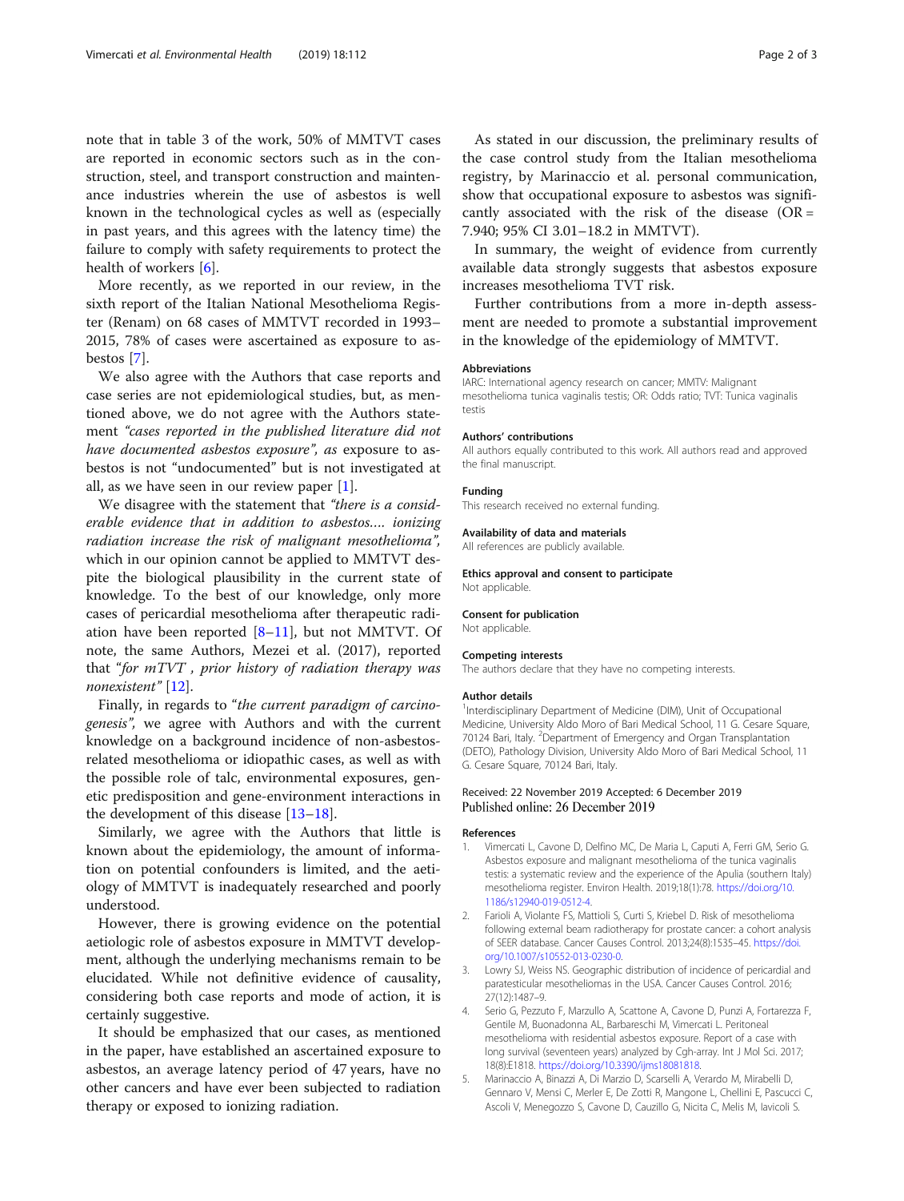note that in table 3 of the work, 50% of MMTVT cases are reported in economic sectors such as in the construction, steel, and transport construction and maintenance industries wherein the use of asbestos is well known in the technological cycles as well as (especially in past years, and this agrees with the latency time) the failure to comply with safety requirements to protect the health of workers [6].

More recently, as we reported in our review, in the sixth report of the Italian National Mesothelioma Register (Renam) on 68 cases of MMTVT recorded in 1993–2015, 78% of cases were ascertained as exposure to asbestos [7].

We also agree with the Authors that case reports and case series are not epidemiological studies, but, as mentioned above, we do not agree with the Authors statement *"cases reported in the published literature did not have documented asbestos exposure", as* exposure to asbestos is not "undocumented" but is not investigated at all, as we have seen in our review paper [1].

We disagree with the statement that *"there is a considerable evidence that in addition to asbestos…. ionizing radiation increase the risk of malignant mesothelioma",* which in our opinion cannot be applied to MMTVT despite the biological plausibility in the current state of knowledge. To the best of our knowledge, only more cases of pericardial mesothelioma after therapeutic radiation have been reported [8–11], but not MMTVT. Of note, the same Authors, Mezei et al. (2017), reported that *"for mTVT , prior history of radiation therapy was nonexistent"* [12].

Finally, in regards to *"the current paradigm of carcinogenesis",* we agree with Authors and with the current knowledge on a background incidence of non-asbestos-related mesothelioma or idiopathic cases, as well as with the possible role of talc, environmental exposures, genetic predisposition and gene-environment interactions in the development of this disease [13–18].

Similarly, we agree with the Authors that little is known about the epidemiology, the amount of information on potential confounders is limited, and the aetiology of MMTVT is inadequately researched and poorly understood.

However, there is growing evidence on the potential aetiologic role of asbestos exposure in MMTVT development, although the underlying mechanisms remain to be elucidated. While not definitive evidence of causality, considering both case reports and mode of action, it is certainly suggestive.

It should be emphasized that our cases, as mentioned in the paper, have established an ascertained exposure to asbestos, an average latency period of 47 years, have no other cancers and have ever been subjected to radiation therapy or exposed to ionizing radiation.

As stated in our discussion, the preliminary results of the case control study from the Italian mesothelioma registry, by Marinaccio et al. personal communication, show that occupational exposure to asbestos was significantly associated with the risk of the disease (OR = 7.940; 95% CI 3.01–18.2 in MMTVT).

In summary, the weight of evidence from currently available data strongly suggests that asbestos exposure increases mesothelioma TVT risk.

Further contributions from a more in-depth assessment are needed to promote a substantial improvement in the knowledge of the epidemiology of MMTVT.

#### Abbreviations

IARC: International agency research on cancer; MMTV: Malignant mesothelioma tunica vaginalis testis; OR: Odds ratio; TVT: Tunica vaginalis testis

#### Authors' contributions

All authors equally contributed to this work. All authors read and approved the final manuscript.

#### Funding

This research received no external funding.

#### Availability of data and materials

All references are publicly available.

#### Ethics approval and consent to participate

Not applicable.

#### Consent for publication

Not applicable.

#### Competing interests

The authors declare that they have no competing interests.

#### Author details

[1]Interdisciplinary Department of Medicine (DIM), Unit of Occupational Medicine, University Aldo Moro of Bari Medical School, 11 G. Cesare Square, 70124 Bari, Italy. [2]Department of Emergency and Organ Transplantation (DETO), Pathology Division, University Aldo Moro of Bari Medical School, 11 G. Cesare Square, 70124 Bari, Italy.

Received: 22 November 2019 Accepted: 6 December 2019
Published online: 26 December 2019

#### References

1. Vimercati L, Cavone D, Delfino MC, De Maria L, Caputi A, Ferri GM, Serio G. Asbestos exposure and malignant mesothelioma of the tunica vaginalis testis: a systematic review and the experience of the Apulia (southern Italy) mesothelioma register. Environ Health. 2019;18(1):78. https://doi.org/10.1186/s12940-019-0512-4.
2. Farioli A, Violante FS, Mattioli S, Curti S, Kriebel D. Risk of mesothelioma following external beam radiotherapy for prostate cancer: a cohort analysis of SEER database. Cancer Causes Control. 2013;24(8):1535–45. https://doi.org/10.1007/s10552-013-0230-0.
3. Lowry SJ, Weiss NS. Geographic distribution of incidence of pericardial and paratesticular mesotheliomas in the USA. Cancer Causes Control. 2016;27(12):1487–9.
4. Serio G, Pezzuto F, Marzullo A, Scattone A, Cavone D, Punzi A, Fortarezza F, Gentile M, Buonadonna AL, Barbareschi M, Vimercati L. Peritoneal mesothelioma with residential asbestos exposure. Report of a case with long survival (seventeen years) analyzed by Cgh-array. Int J Mol Sci. 2017;18(8):E1818. https://doi.org/10.3390/ijms18081818.
5. Marinaccio A, Binazzi A, Di Marzio D, Scarselli A, Verardo M, Mirabelli D, Gennaro V, Mensi C, Merler E, De Zotti R, Mangone L, Chellini E, Pascucci C, Ascoli V, Menegozzo S, Cavone D, Cauzillo G, Nicita C, Melis M, Iavicoli S.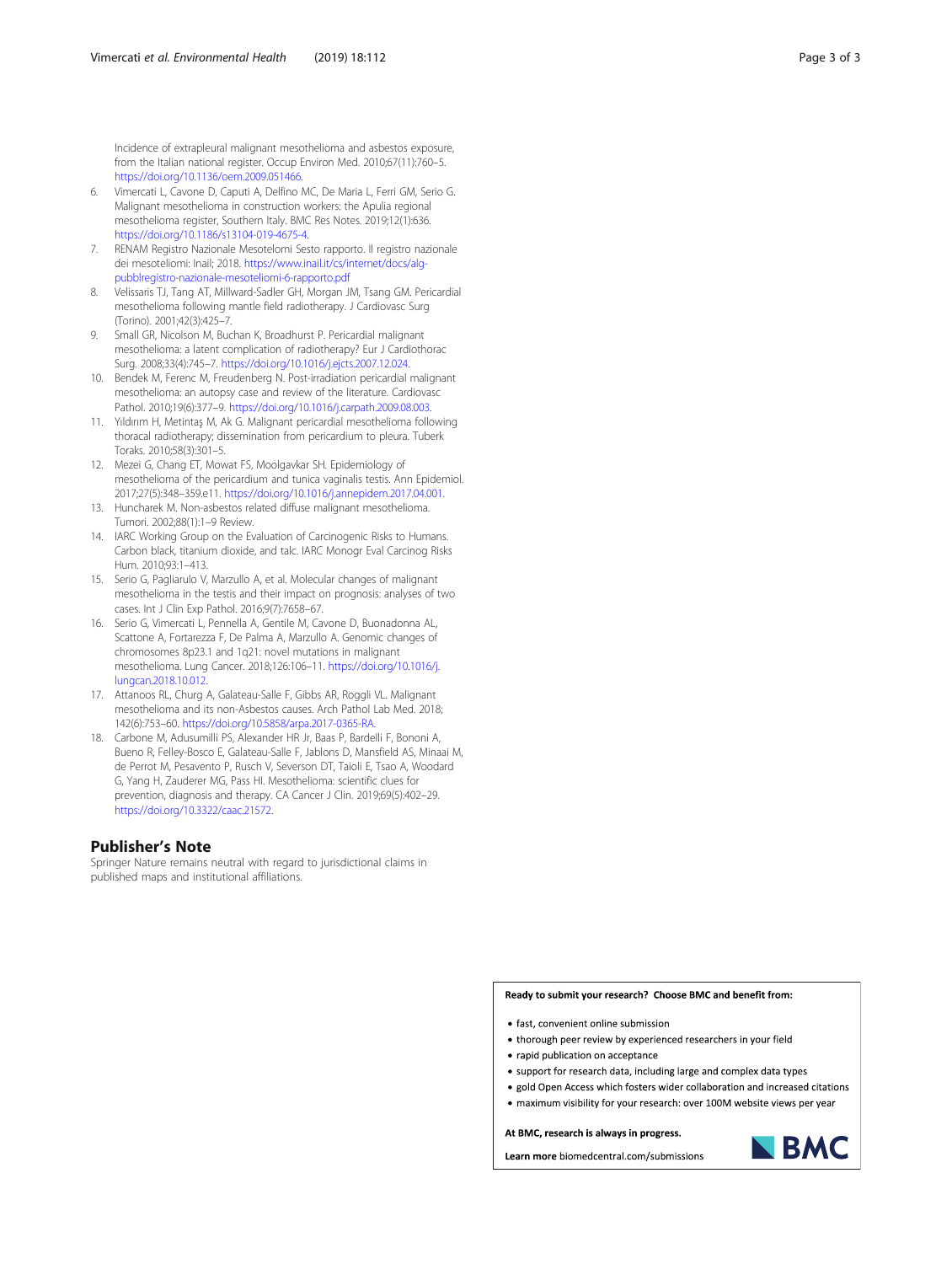Incidence of extrapleural malignant mesothelioma and asbestos exposure, from the Italian national register. Occup Environ Med. 2010;67(11):760–5. https://doi.org/10.1136/oem.2009.051466.

6. Vimercati L, Cavone D, Caputi A, Delfino MC, De Maria L, Ferri GM, Serio G. Malignant mesothelioma in construction workers: the Apulia regional mesothelioma register, Southern Italy. BMC Res Notes. 2019;12(1):636. https://doi.org/10.1186/s13104-019-4675-4.
7. RENAM Registro Nazionale Mesotelomi Sesto rapporto. Il registro nazionale dei mesoteliomi: Inail; 2018. https://www.inail.it/cs/internet/docs/alg-pubblregistro-nazionale-mesoteliomi-6-rapporto.pdf
8. Velissaris TJ, Tang AT, Millward-Sadler GH, Morgan JM, Tsang GM. Pericardial mesothelioma following mantle field radiotherapy. J Cardiovasc Surg (Torino). 2001;42(3):425–7.
9. Small GR, Nicolson M, Buchan K, Broadhurst P. Pericardial malignant mesothelioma: a latent complication of radiotherapy? Eur J Cardiothorac Surg. 2008;33(4):745–7. https://doi.org/10.1016/j.ejcts.2007.12.024.
10. Bendek M, Ferenc M, Freudenberg N. Post-irradiation pericardial malignant mesothelioma: an autopsy case and review of the literature. Cardiovasc Pathol. 2010;19(6):377–9. https://doi.org/10.1016/j.carpath.2009.08.003.
11. Yıldırım H, Metintaş M, Ak G. Malignant pericardial mesothelioma following thoracal radiotherapy; dissemination from pericardium to pleura. Tuberk Toraks. 2010;58(3):301–5.
12. Mezei G, Chang ET, Mowat FS, Moolgavkar SH. Epidemiology of mesothelioma of the pericardium and tunica vaginalis testis. Ann Epidemiol. 2017;27(5):348–359.e11. https://doi.org/10.1016/j.annepidem.2017.04.001.
13. Huncharek M. Non-asbestos related diffuse malignant mesothelioma. Tumori. 2002;88(1):1–9 Review.
14. IARC Working Group on the Evaluation of Carcinogenic Risks to Humans. Carbon black, titanium dioxide, and talc. IARC Monogr Eval Carcinog Risks Hum. 2010;93:1–413.
15. Serio G, Pagliarulo V, Marzullo A, et al. Molecular changes of malignant mesothelioma in the testis and their impact on prognosis: analyses of two cases. Int J Clin Exp Pathol. 2016;9(7):7658–67.
16. Serio G, Vimercati L, Pennella A, Gentile M, Cavone D, Buonadonna AL, Scattone A, Fortarezza F, De Palma A, Marzullo A. Genomic changes of chromosomes 8p23.1 and 1q21: novel mutations in malignant mesothelioma. Lung Cancer. 2018;126:106–11. https://doi.org/10.1016/j.lungcan.2018.10.012.
17. Attanoos RL, Churg A, Galateau-Salle F, Gibbs AR, Roggli VL. Malignant mesothelioma and its non-Asbestos causes. Arch Pathol Lab Med. 2018; 142(6):753–60. https://doi.org/10.5858/arpa.2017-0365-RA.
18. Carbone M, Adusumilli PS, Alexander HR Jr, Baas P, Bardelli F, Bononi A, Bueno R, Felley-Bosco E, Galateau-Salle F, Jablons D, Mansfield AS, Minaai M, de Perrot M, Pesavento P, Rusch V, Severson DT, Taioli E, Tsao A, Woodard G, Yang H, Zauderer MG, Pass HI. Mesothelioma: scientific clues for prevention, diagnosis and therapy. CA Cancer J Clin. 2019;69(5):402–29. https://doi.org/10.3322/caac.21572.

## Publisher's Note

Springer Nature remains neutral with regard to jurisdictional claims in published maps and institutional affiliations.

**Ready to submit your research? Choose BMC and benefit from:**

- fast, convenient online submission
- thorough peer review by experienced researchers in your field
- rapid publication on acceptance
- support for research data, including large and complex data types
- gold Open Access which fosters wider collaboration and increased citations
- maximum visibility for your research: over 100M website views per year

**At BMC, research is always in progress.**

**Learn more** biomedcentral.com/submissions

BMC